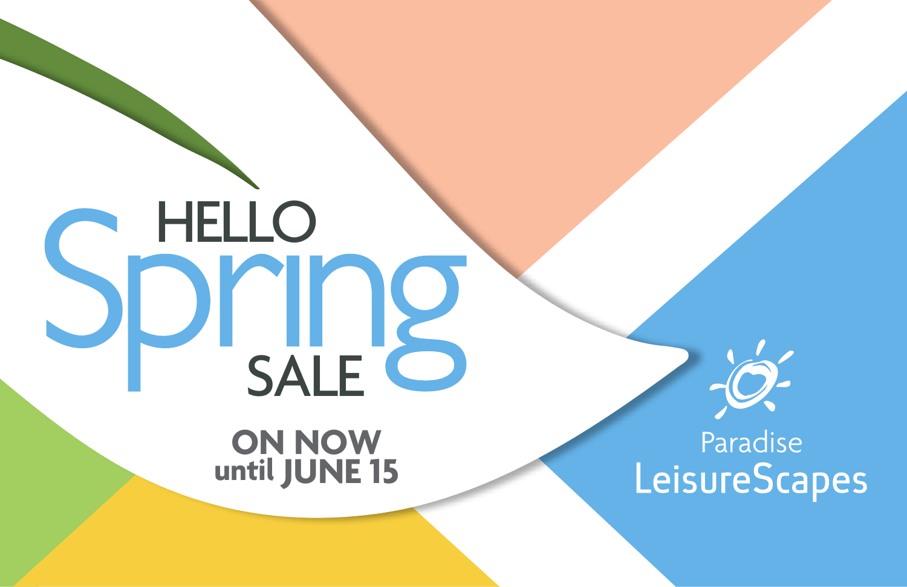# HELLO Spring SALE

**ON NOW until JUNE 15**

Paradise LeisureScapes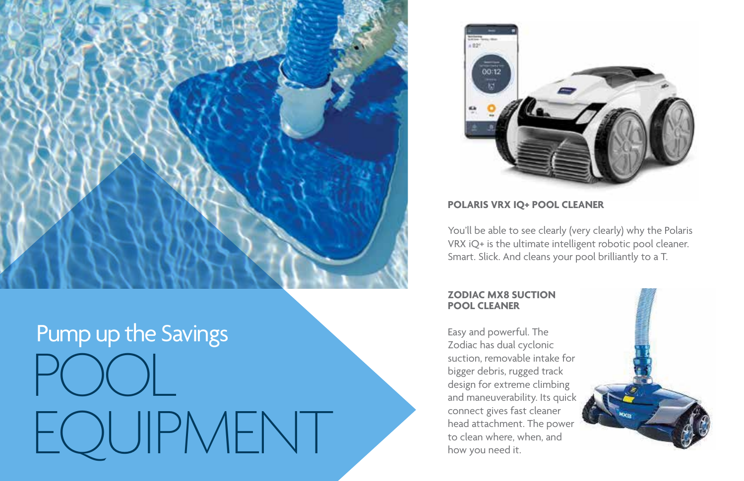Pump up the Savings

# POOL EQUIPMENT

### POLARIS VRX IQ+ POOL CLEANER

You'll be able to see clearly (very clearly) why the Polaris VRX iQ+ is the ultimate intelligent robotic pool cleaner. Smart. Slick. And cleans your pool brilliantly to a T.

### ZODIAC MX8 SUCTION POOL CLEANER

Easy and powerful. The Zodiac has dual cyclonic suction, removable intake for bigger debris, rugged track design for extreme climbing and maneuverability. Its quick connect gives fast cleaner head attachment. The power to clean where, when, and how you need it.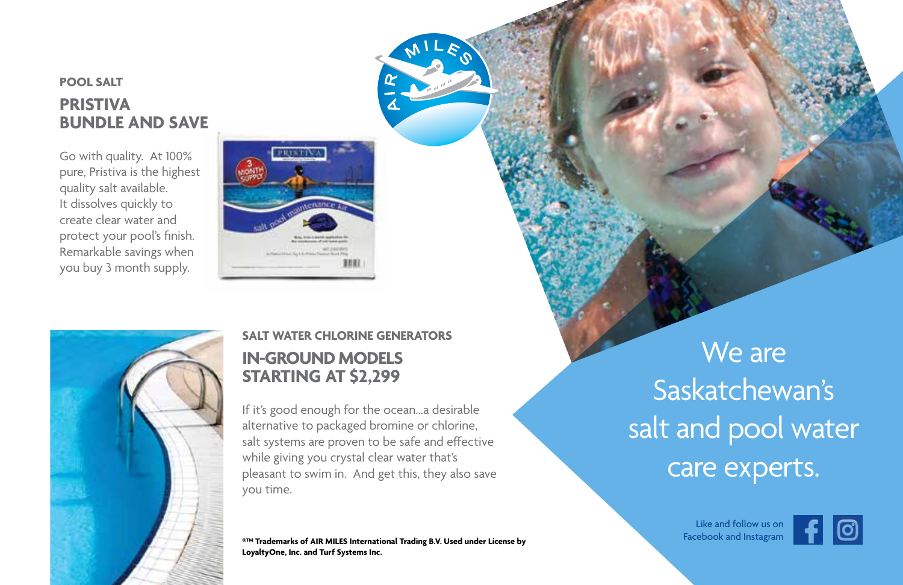### POOL SALT

## PRISTIVA BUNDLE AND SAVE

Go with quality. At 100% pure, Pristiva is the highest quality salt available. It dissolves quickly to create clear water and protect your pool's finish. Remarkable savings when you buy 3 month supply.

### SALT WATER CHLORINE GENERATORS

## IN-GROUND MODELS STARTING AT $2,299

If it's good enough for the ocean...a desirable alternative to packaged bromine or chlorine, salt systems are proven to be safe and effective while giving you crystal clear water that's pleasant to swim in. And get this, they also save you time.

**®TM Trademarks of AIR MILES International Trading B.V. Used under License by LoyaltyOne, Inc. and Turf Systems Inc.**

# We are Saskatchewan's salt and pool water care experts.

Like and follow us on Facebook and Instagram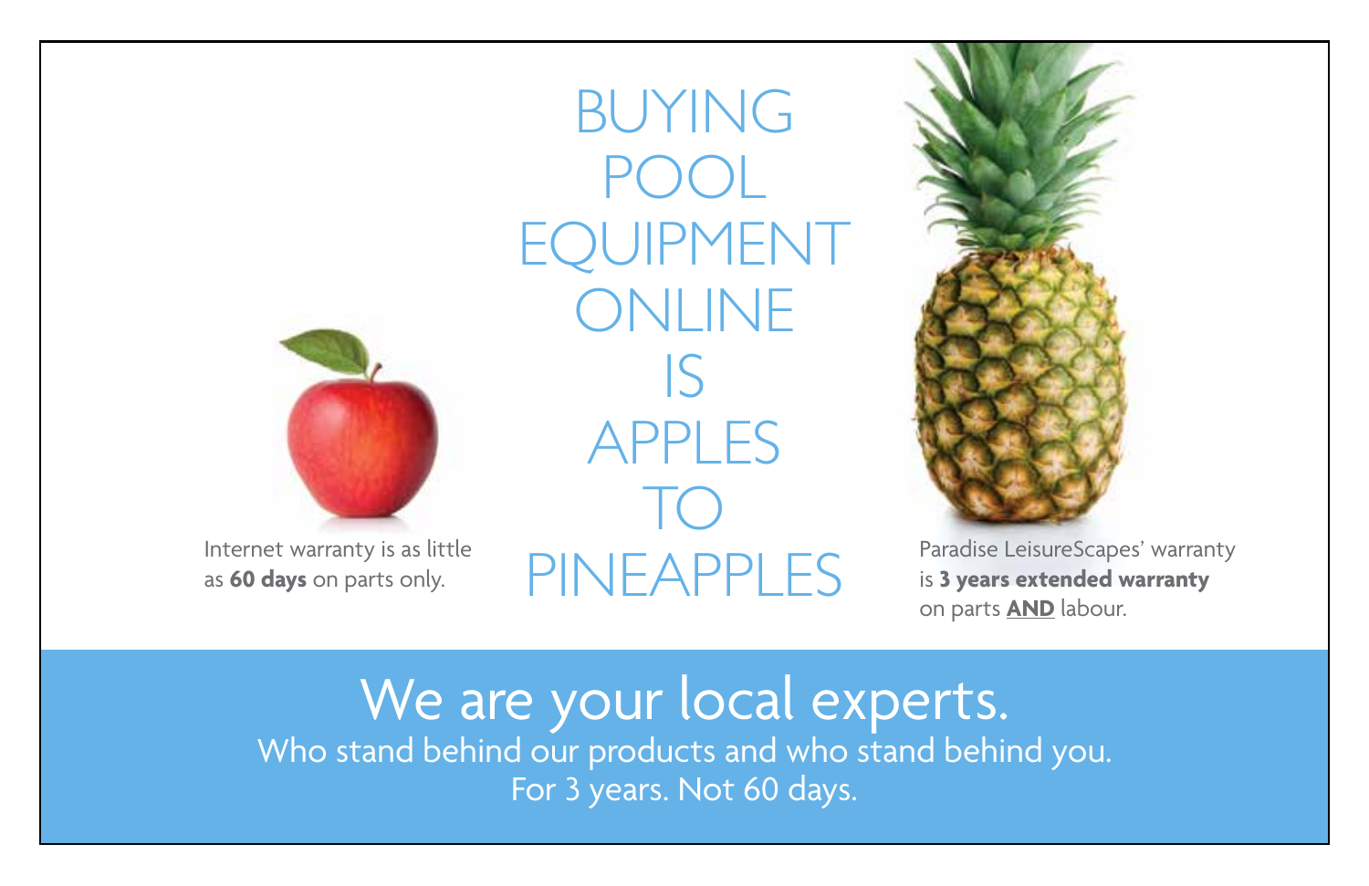# BUYING POOL EQUIPMENT ONLINE IS APPLES TO PINEAPPLES

Internet warranty is as little as **60 days** on parts only.

Paradise LeisureScapes' warranty is **3 years extended warranty** on parts **AND** labour.

## We are your local experts.

Who stand behind our products and who stand behind you.
For 3 years. Not 60 days.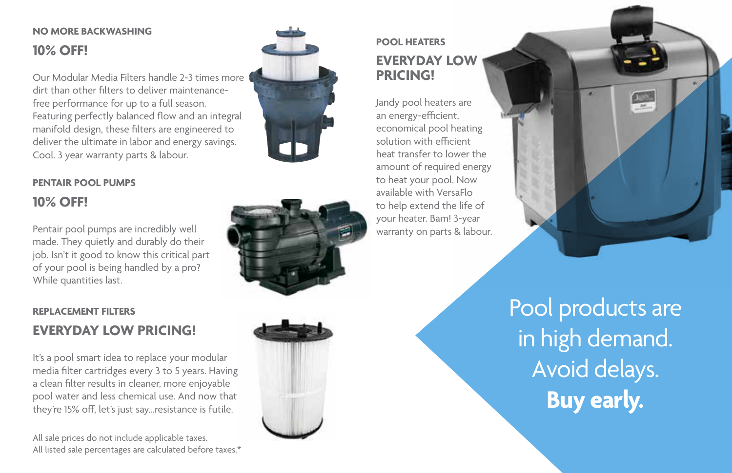### NO MORE BACKWASHING

## 10% OFF!

Our Modular Media Filters handle 2-3 times more dirt than other filters to deliver maintenance-free performance for up to a full season. Featuring perfectly balanced flow and an integral manifold design, these filters are engineered to deliver the ultimate in labor and energy savings. Cool. 3 year warranty parts & labour.

### PENTAIR POOL PUMPS

## 10% OFF!

Pentair pool pumps are incredibly well made. They quietly and durably do their job. Isn't it good to know this critical part of your pool is being handled by a pro? While quantities last.

### REPLACEMENT FILTERS

## EVERYDAY LOW PRICING!

It's a pool smart idea to replace your modular media filter cartridges every 3 to 5 years. Having a clean filter results in cleaner, more enjoyable pool water and less chemical use. And now that they're 15% off, let's just say...resistance is futile.

All sale prices do not include applicable taxes.
All listed sale percentages are calculated before taxes.*

### POOL HEATERS

## EVERYDAY LOW PRICING!

Jandy pool heaters are an energy-efficient, economical pool heating solution with efficient heat transfer to lower the amount of required energy to heat your pool. Now available with VersaFlo to help extend the life of your heater. Bam! 3-year warranty on parts & labour.

Pool products are in high demand. Avoid delays. **Buy early.**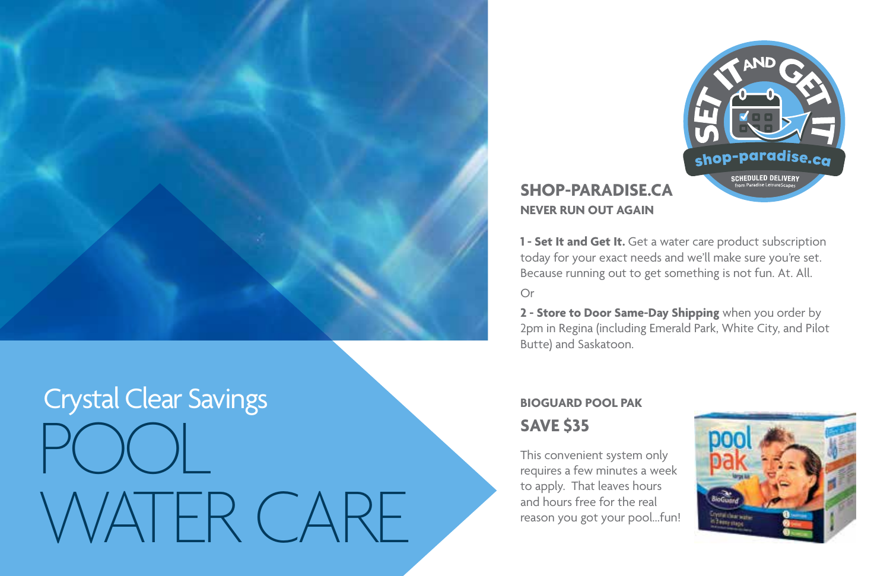Crystal Clear Savings

# POOL WATER CARE

## SHOP-PARADISE.CA

**NEVER RUN OUT AGAIN**

**1 - Set It and Get It.** Get a water care product subscription today for your exact needs and we'll make sure you're set. Because running out to get something is not fun. At. All.

Or

**2 - Store to Door Same-Day Shipping** when you order by 2pm in Regina (including Emerald Park, White City, and Pilot Butte) and Saskatoon.

### BIOGUARD POOL PAK

**SAVE $35**

This convenient system only requires a few minutes a week to apply. That leaves hours and hours free for the real reason you got your pool...fun!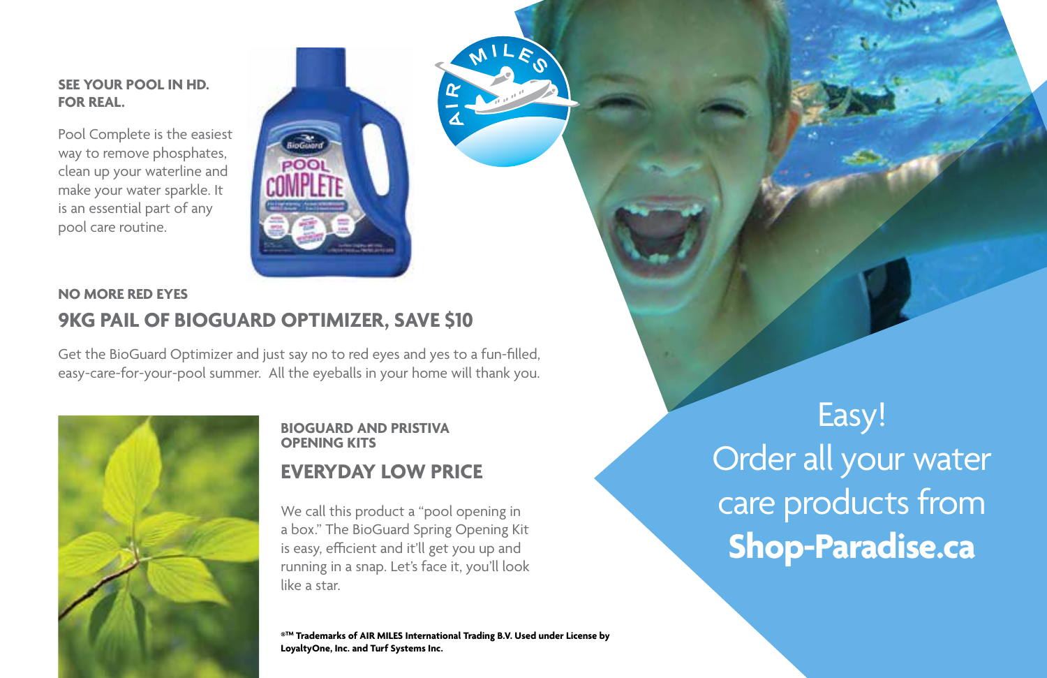**SEE YOUR POOL IN HD. FOR REAL.**

Pool Complete is the easiest way to remove phosphates, clean up your waterline and make your water sparkle. It is an essential part of any pool care routine.

**NO MORE RED EYES**

## 9KG PAIL OF BIOGUARD OPTIMIZER, SAVE $10

Get the BioGuard Optimizer and just say no to red eyes and yes to a fun-filled, easy-care-for-your-pool summer. All the eyeballs in your home will thank you.

**BIOGUARD AND PRISTIVA OPENING KITS**

## EVERYDAY LOW PRICE

We call this product a "pool opening in a box." The BioGuard Spring Opening Kit is easy, efficient and it'll get you up and running in a snap. Let's face it, you'll look like a star.

**®TM Trademarks of AIR MILES International Trading B.V. Used under License by LoyaltyOne, Inc. and Turf Systems Inc.**

Easy!
Order all your water care products from
**Shop-Paradise.ca**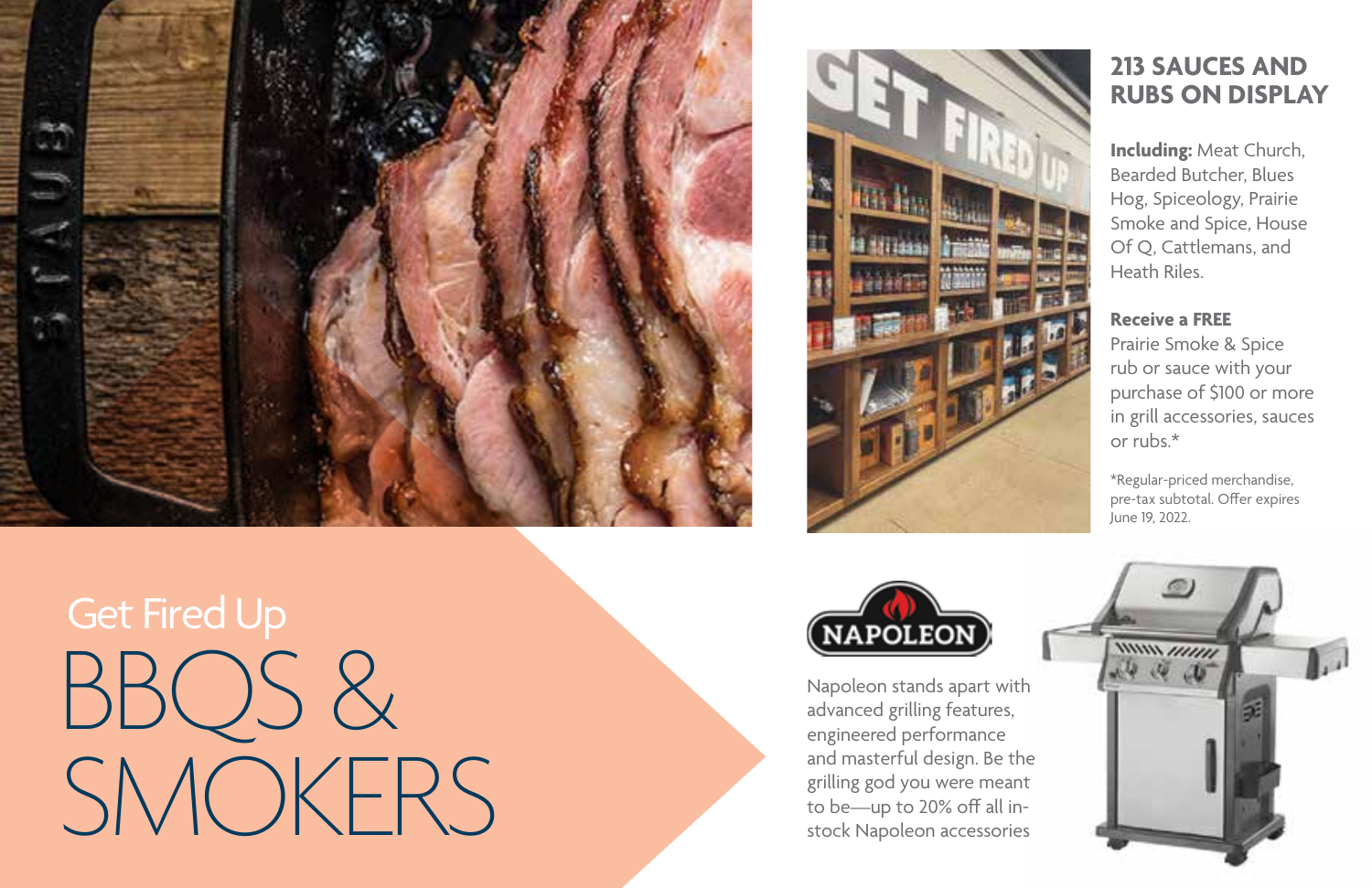# Get Fired Up

# BBQS & SMOKERS

## 213 SAUCES AND RUBS ON DISPLAY

**Including:** Meat Church, Bearded Butcher, Blues Hog, Spiceology, Prairie Smoke and Spice, House Of Q, Cattlemans, and Heath Riles.

**Receive a FREE** Prairie Smoke & Spice rub or sauce with your purchase of $100 or more in grill accessories, sauces or rubs.*

*Regular-priced merchandise, pre-tax subtotal. Offer expires June 19, 2022.

NAPOLEON

Napoleon stands apart with advanced grilling features, engineered performance and masterful design. Be the grilling god you were meant to be—up to 20% off all in-stock Napoleon accessories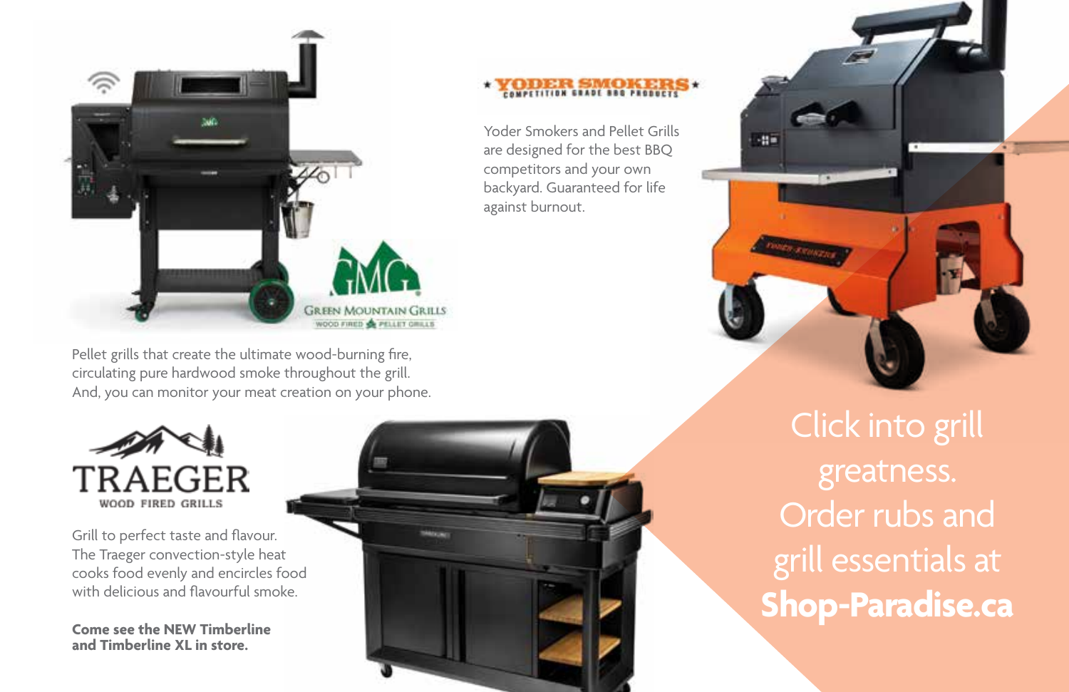Pellet grills that create the ultimate wood-burning fire, circulating pure hardwood smoke throughout the grill. And, you can monitor your meat creation on your phone.

Yoder Smokers and Pellet Grills are designed for the best BBQ competitors and your own backyard. Guaranteed for life against burnout.

Grill to perfect taste and flavour. The Traeger convection-style heat cooks food evenly and encircles food with delicious and flavourful smoke.

**Come see the NEW Timberline and Timberline XL in store.**

Click into grill greatness. Order rubs and grill essentials at **Shop-Paradise.ca**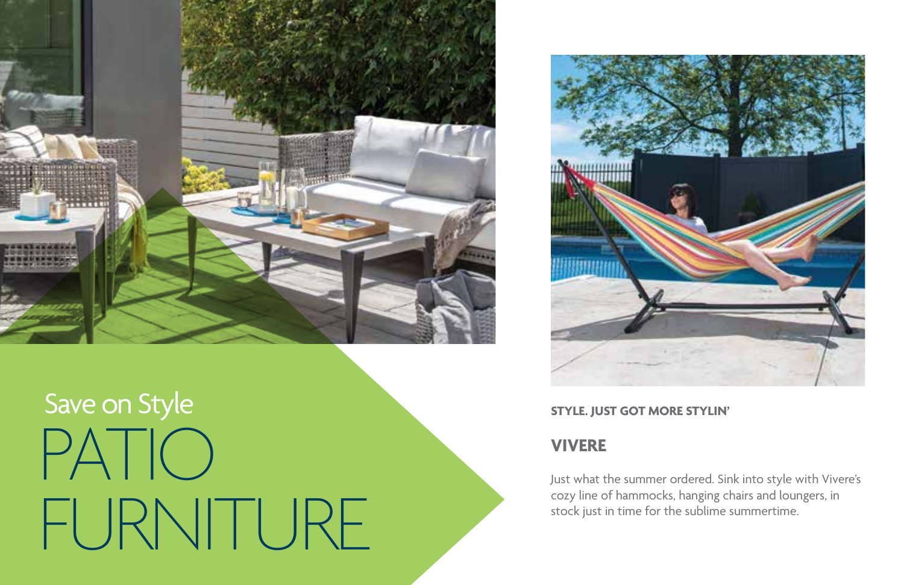Save on Style

# PATIO FURNITURE

**STYLE. JUST GOT MORE STYLIN'**

## VIVERE

Just what the summer ordered. Sink into style with Vivere's cozy line of hammocks, hanging chairs and loungers, in stock just in time for the sublime summertime.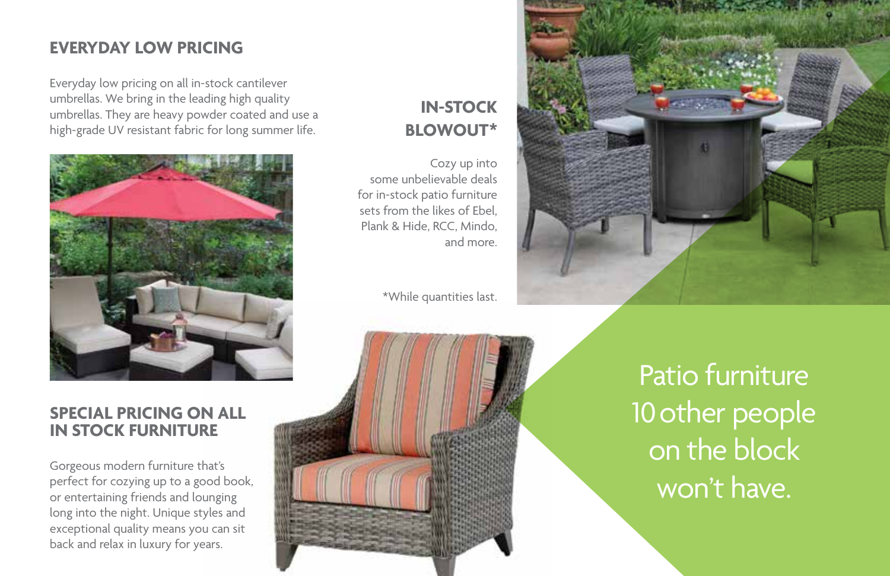## EVERYDAY LOW PRICING

Everyday low pricing on all in-stock cantilever umbrellas. We bring in the leading high quality umbrellas. They are heavy powder coated and use a high-grade UV resistant fabric for long summer life.

## SPECIAL PRICING ON ALL IN STOCK FURNITURE

Gorgeous modern furniture that's perfect for cozying up to a good book, or entertaining friends and lounging long into the night. Unique styles and exceptional quality means you can sit back and relax in luxury for years.

## IN-STOCK BLOWOUT*

Cozy up into some unbelievable deals for in-stock patio furniture sets from the likes of Ebel, Plank & Hide, RCC, Mindo, and more.

*While quantities last.

Patio furniture 10 other people on the block won't have.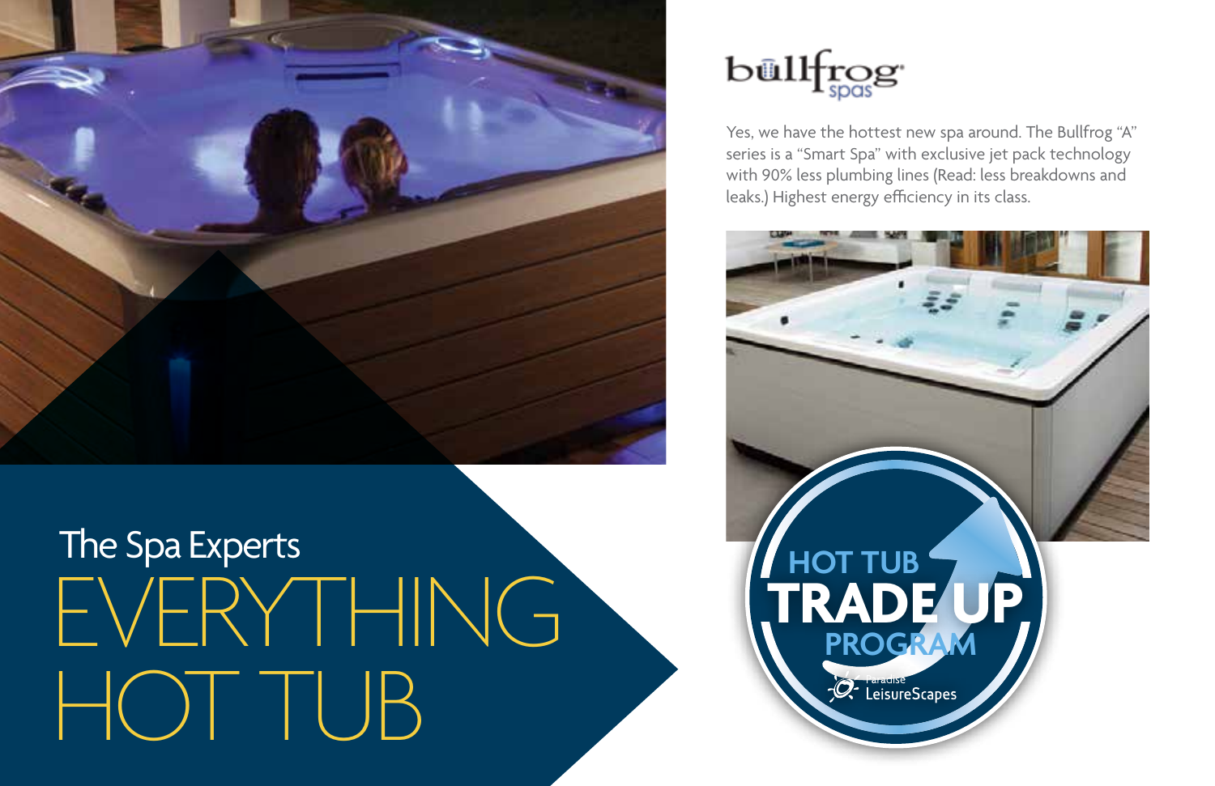# The Spa Experts

# EVERYTHING HOT TUB

bullfrog spas

Yes, we have the hottest new spa around. The Bullfrog "A" series is a "Smart Spa" with exclusive jet pack technology with 90% less plumbing lines (Read: less breakdowns and leaks.) Highest energy efficiency in its class.

HOT TUB TRADE UP PROGRAM

Paradise LeisureScapes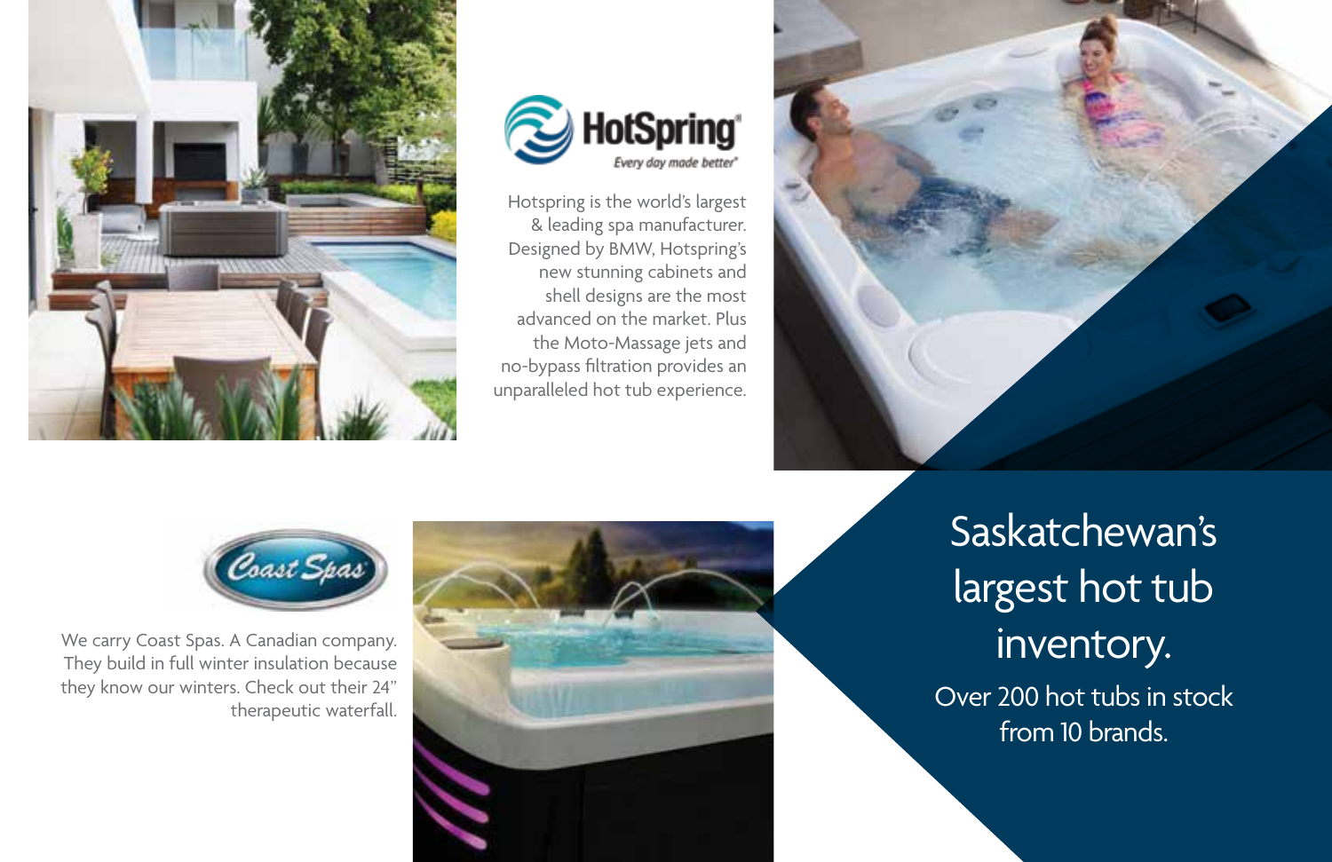HotSpring®

*Every day made better®*

Hotspring is the world's largest & leading spa manufacturer. Designed by BMW, Hotspring's new stunning cabinets and shell designs are the most advanced on the market. Plus the Moto-Massage jets and no-bypass filtration provides an unparalleled hot tub experience.

Coast Spas®

We carry Coast Spas. A Canadian company. They build in full winter insulation because they know our winters. Check out their 24" therapeutic waterfall.

# Saskatchewan's largest hot tub inventory.

Over 200 hot tubs in stock from 10 brands.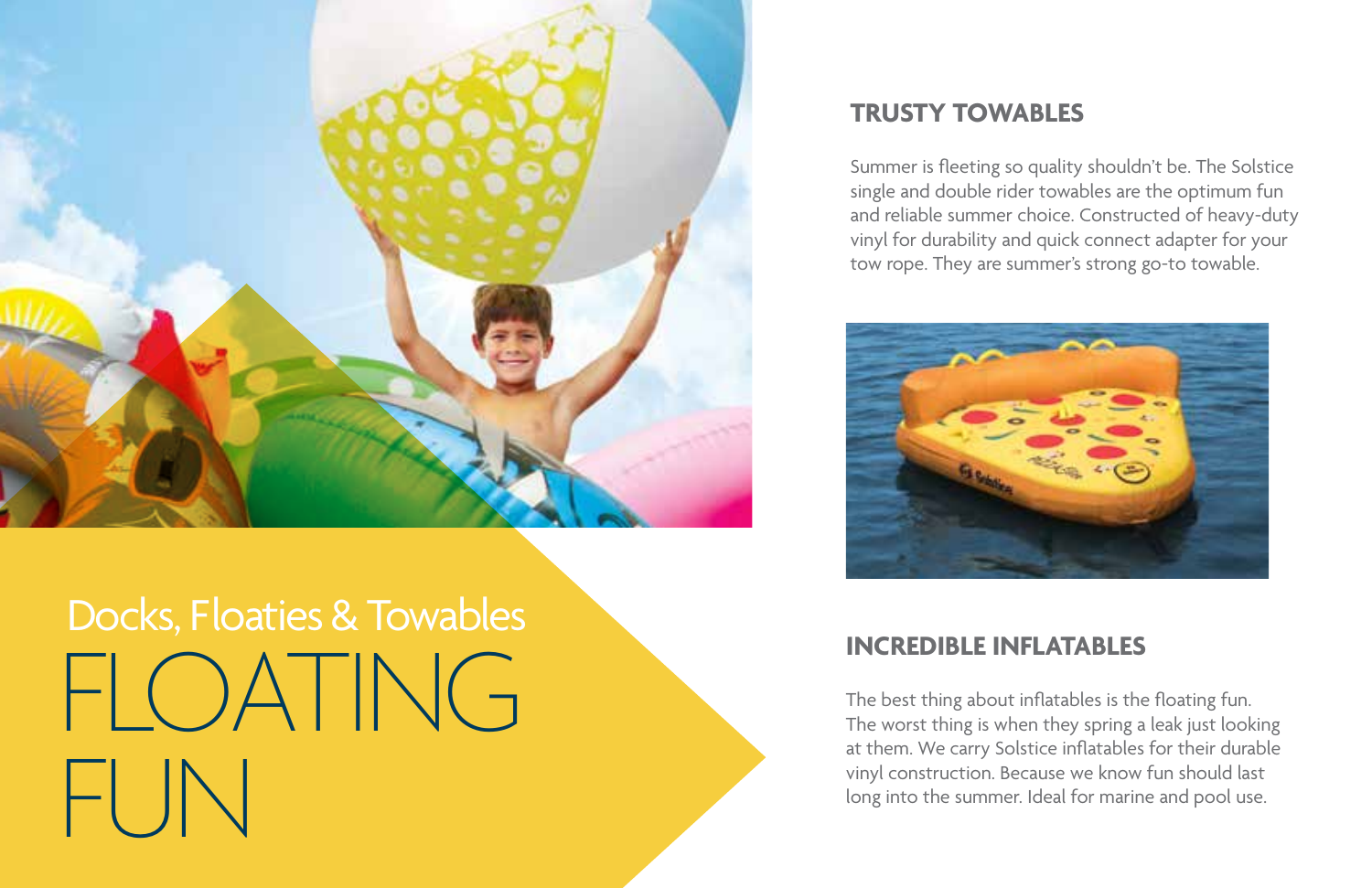# Docks, Floaties & Towables

# FLOATING FUN

## TRUSTY TOWABLES

Summer is fleeting so quality shouldn't be. The Solstice single and double rider towables are the optimum fun and reliable summer choice. Constructed of heavy-duty vinyl for durability and quick connect adapter for your tow rope. They are summer's strong go-to towable.

## INCREDIBLE INFLATABLES

The best thing about inflatables is the floating fun. The worst thing is when they spring a leak just looking at them. We carry Solstice inflatables for their durable vinyl construction. Because we know fun should last long into the summer. Ideal for marine and pool use.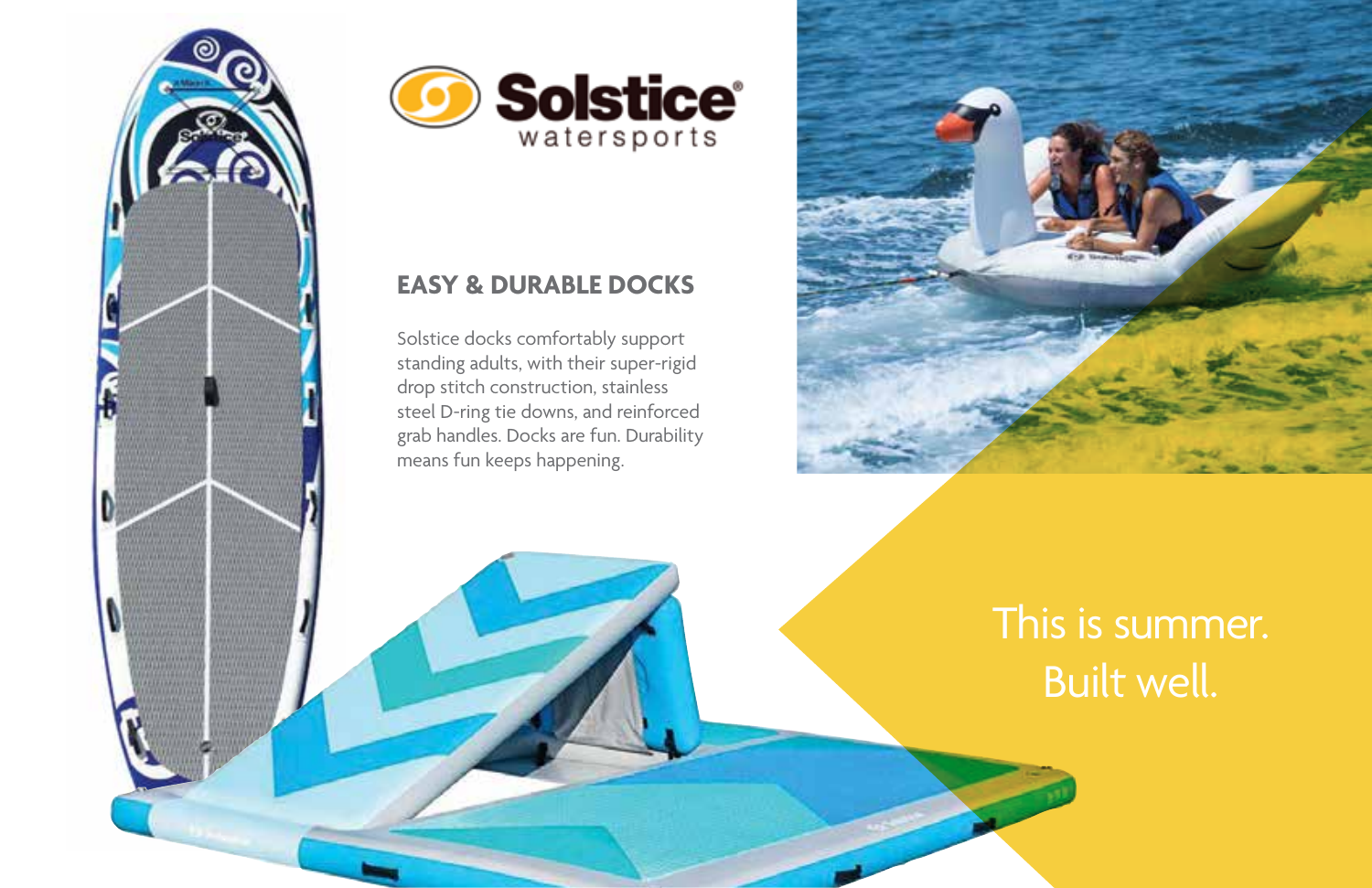Solstice
watersports

## EASY & DURABLE DOCKS

Solstice docks comfortably support standing adults, with their super-rigid drop stitch construction, stainless steel D-ring tie downs, and reinforced grab handles. Docks are fun. Durability means fun keeps happening.

This is summer.
Built well.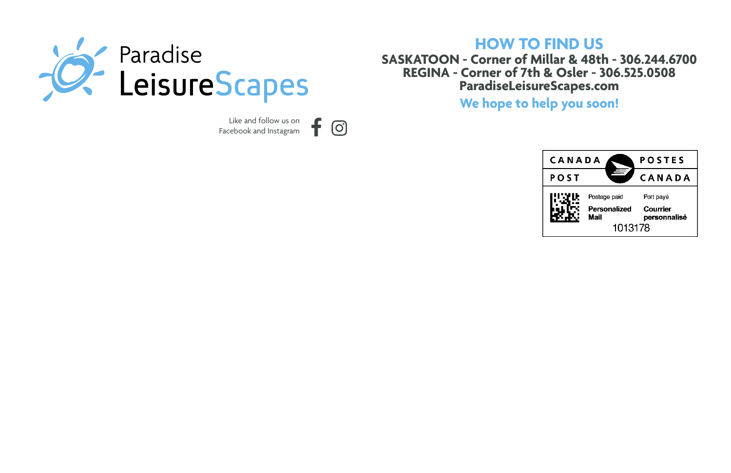Paradise
LeisureScapes

Like and follow us on
Facebook and Instagram

## HOW TO FIND US

**SASKATOON - Corner of Millar & 48th - 306.244.6700**
**REGINA - Corner of 7th & Osler - 306.525.0508**
**ParadiseLeisureScapes.com**

**We hope to help you soon!**

CANADA POSTES
POST CANADA

Postage paid
**Personalized Mail**

Port payé
**Courrier personnalisé**

1013178